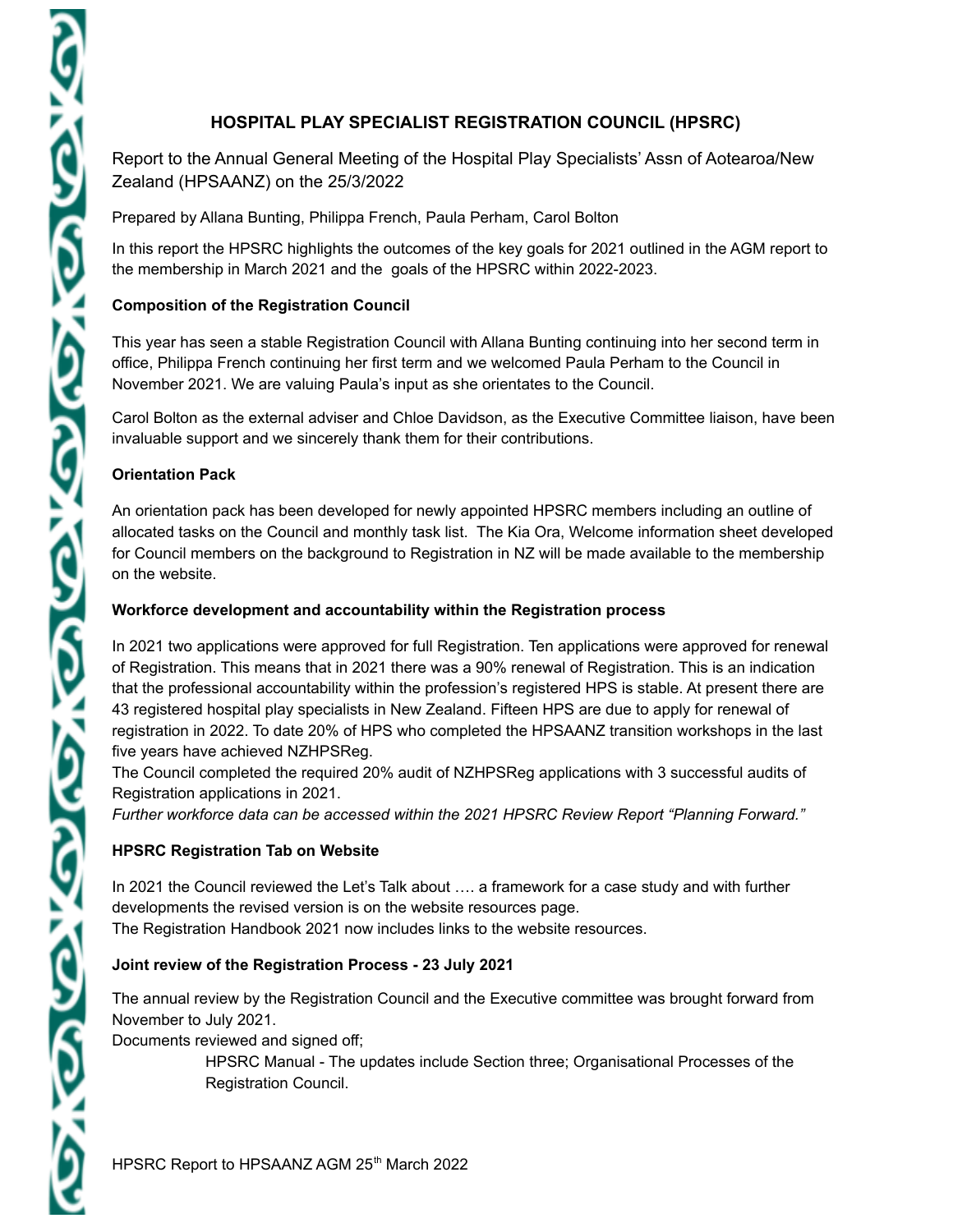# HOSPITAL PLAY SPECIALIST REGISTRATION COUNCIL (HPSRC)

Report to the Annual General Meeting of the Hospital Play Specialists' Assn of Aotearoa/New Zealand (HPSAANZ) on the 25/3/2022

Prepared by Allana Bunting, Philippa French, Paula Perham, Carol Bolton

In this report the HPSRC highlights the outcomes of the key goals for 2021 outlined in the AGM report to the membership in March 2021 and the goals of the HPSRC within 2022-2023.

## Composition of the Registration Council

This year has seen a stable Registration Council with Allana Bunting continuing into her second term in office, Philippa French continuing her first term and we welcomed Paula Perham to the Council in November 2021. We are valuing Paula's input as she orientates to the Council.

Carol Bolton as the external adviser and Chloe Davidson, as the Executive Committee liaison, have been invaluable support and we sincerely thank them for their contributions.

## Orientation Pack

An orientation pack has been developed for newly appointed HPSRC members including an outline of allocated tasks on the Council and monthly task list. The Kia Ora, Welcome information sheet developed for Council members on the background to Registration in NZ will be made available to the membership on the website.

## Workforce development and accountability within the Registration process

In 2021 two applications were approved for full Registration. Ten applications were approved for renewal of Registration. This means that in 2021 there was a 90% renewal of Registration. This is an indication that the professional accountability within the profession's registered HPS is stable. At present there are 43 registered hospital play specialists in New Zealand. Fifteen HPS are due to apply for renewal of registration in 2022. To date 20% of HPS who completed the HPSAANZ transition workshops in the last five years have achieved NZHPSReg.

The Council completed the required 20% audit of NZHPSReg applications with 3 successful audits of Registration applications in 2021.

*Further workforce data can be accessed within the 2021 HPSRC Review Report "Planning Forward."*

## HPSRC Registration Tab on Website

In 2021 the Council reviewed the Let's Talk about …. a framework for a case study and with further developments the revised version is on the website resources page.

The Registration Handbook 2021 now includes links to the website resources.

## Joint review of the Registration Process - 23 July 2021

The annual review by the Registration Council and the Executive committee was brought forward from November to July 2021.

Documents reviewed and signed off;

> HPSRC Manual - The updates include Section three; Organisational Processes of the Registration Council.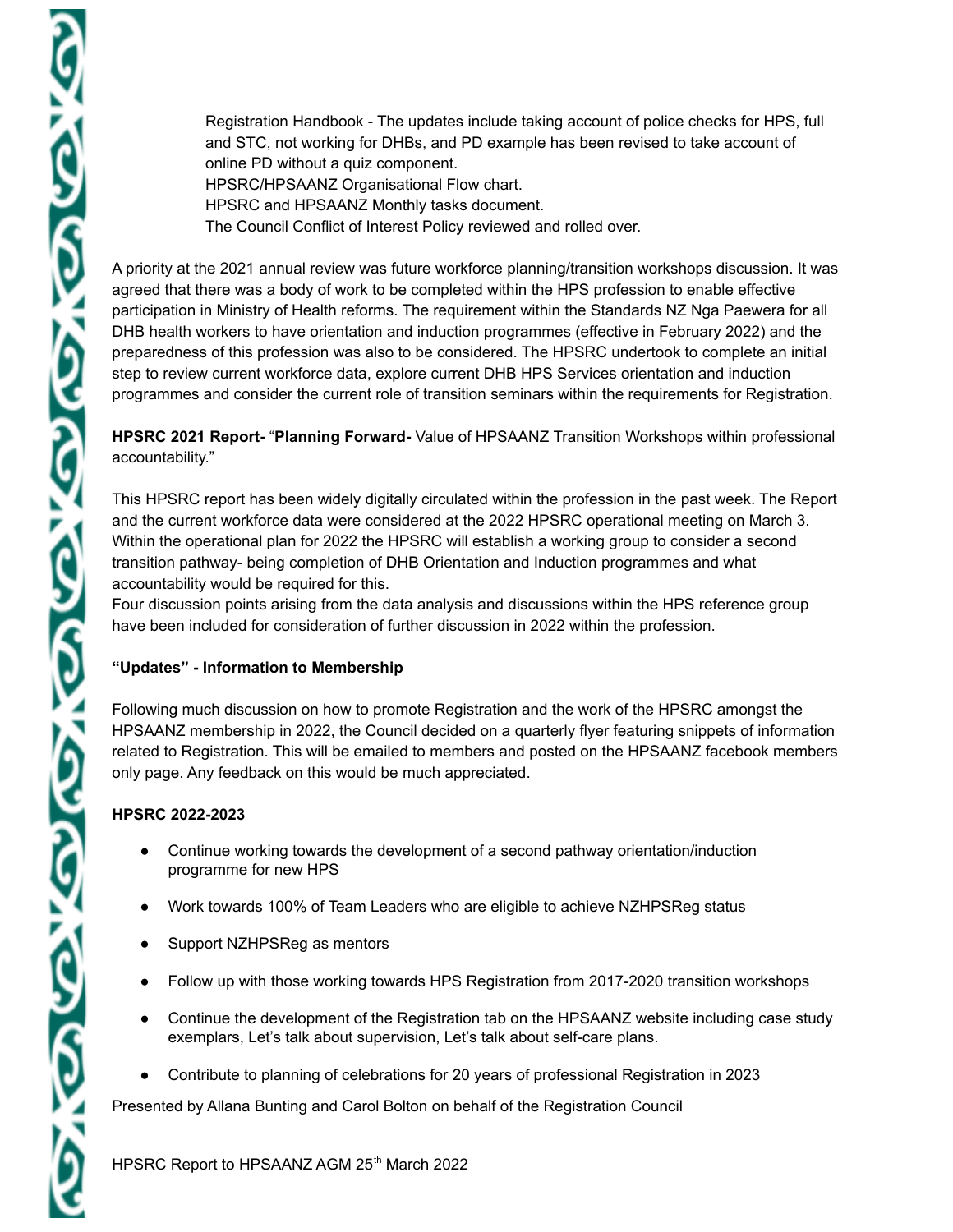Registration Handbook - The updates include taking account of police checks for HPS, full and STC, not working for DHBs, and PD example has been revised to take account of online PD without a quiz component.
HPSRC/HPSAANZ Organisational Flow chart.
HPSRC and HPSAANZ Monthly tasks document.
The Council Conflict of Interest Policy reviewed and rolled over.

A priority at the 2021 annual review was future workforce planning/transition workshops discussion. It was agreed that there was a body of work to be completed within the HPS profession to enable effective participation in Ministry of Health reforms. The requirement within the Standards NZ Nga Paewera for all DHB health workers to have orientation and induction programmes (effective in February 2022) and the preparedness of this profession was also to be considered. The HPSRC undertook to complete an initial step to review current workforce data, explore current DHB HPS Services orientation and induction programmes and consider the current role of transition seminars within the requirements for Registration.

**HPSRC 2021 Report-** "**Planning Forward-** Value of HPSAANZ Transition Workshops within professional accountability."

This HPSRC report has been widely digitally circulated within the profession in the past week. The Report and the current workforce data were considered at the 2022 HPSRC operational meeting on March 3. Within the operational plan for 2022 the HPSRC will establish a working group to consider a second transition pathway- being completion of DHB Orientation and Induction programmes and what accountability would be required for this.
Four discussion points arising from the data analysis and discussions within the HPS reference group have been included for consideration of further discussion in 2022 within the profession.

**"Updates" - Information to Membership**

Following much discussion on how to promote Registration and the work of the HPSRC amongst the HPSAANZ membership in 2022, the Council decided on a quarterly flyer featuring snippets of information related to Registration. This will be emailed to members and posted on the HPSAANZ facebook members only page. Any feedback on this would be much appreciated.

**HPSRC 2022-2023**

- Continue working towards the development of a second pathway orientation/induction programme for new HPS
- Work towards 100% of Team Leaders who are eligible to achieve NZHPSReg status
- Support NZHPSReg as mentors
- Follow up with those working towards HPS Registration from 2017-2020 transition workshops
- Continue the development of the Registration tab on the HPSAANZ website including case study exemplars, Let's talk about supervision, Let's talk about self-care plans.
- Contribute to planning of celebrations for 20 years of professional Registration in 2023

Presented by Allana Bunting and Carol Bolton on behalf of the Registration Council

HPSRC Report to HPSAANZ AGM 25th March 2022